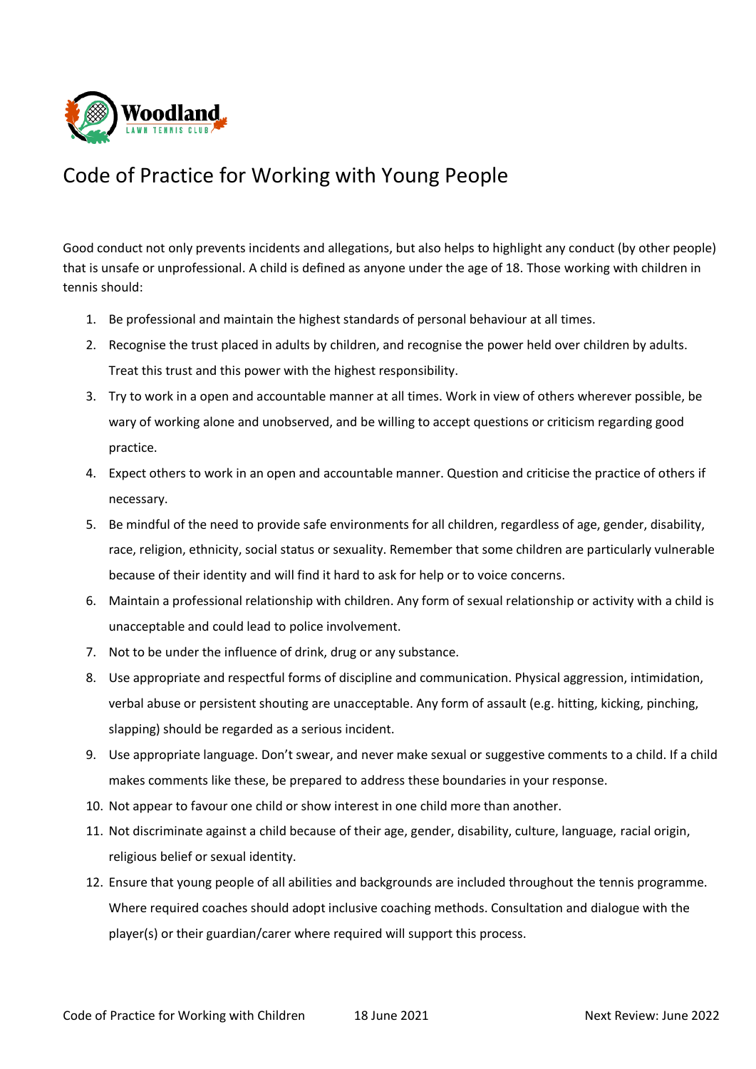# Code of Practice for Working with Young People

Good conduct not only prevents incidents and allegations, but also helps to highlight any conduct (by other people) that is unsafe or unprofessional. A child is defined as anyone under the age of 18. Those working with children in tennis should:

1. Be professional and maintain the highest standards of personal behaviour at all times.
2. Recognise the trust placed in adults by children, and recognise the power held over children by adults. Treat this trust and this power with the highest responsibility.
3. Try to work in a open and accountable manner at all times. Work in view of others wherever possible, be wary of working alone and unobserved, and be willing to accept questions or criticism regarding good practice.
4. Expect others to work in an open and accountable manner. Question and criticise the practice of others if necessary.
5. Be mindful of the need to provide safe environments for all children, regardless of age, gender, disability, race, religion, ethnicity, social status or sexuality. Remember that some children are particularly vulnerable because of their identity and will find it hard to ask for help or to voice concerns.
6. Maintain a professional relationship with children. Any form of sexual relationship or activity with a child is unacceptable and could lead to police involvement.
7. Not to be under the influence of drink, drug or any substance.
8. Use appropriate and respectful forms of discipline and communication. Physical aggression, intimidation, verbal abuse or persistent shouting are unacceptable. Any form of assault (e.g. hitting, kicking, pinching, slapping) should be regarded as a serious incident.
9. Use appropriate language. Don't swear, and never make sexual or suggestive comments to a child. If a child makes comments like these, be prepared to address these boundaries in your response.
10. Not appear to favour one child or show interest in one child more than another.
11. Not discriminate against a child because of their age, gender, disability, culture, language, racial origin, religious belief or sexual identity.
12. Ensure that young people of all abilities and backgrounds are included throughout the tennis programme. Where required coaches should adopt inclusive coaching methods. Consultation and dialogue with the player(s) or their guardian/carer where required will support this process.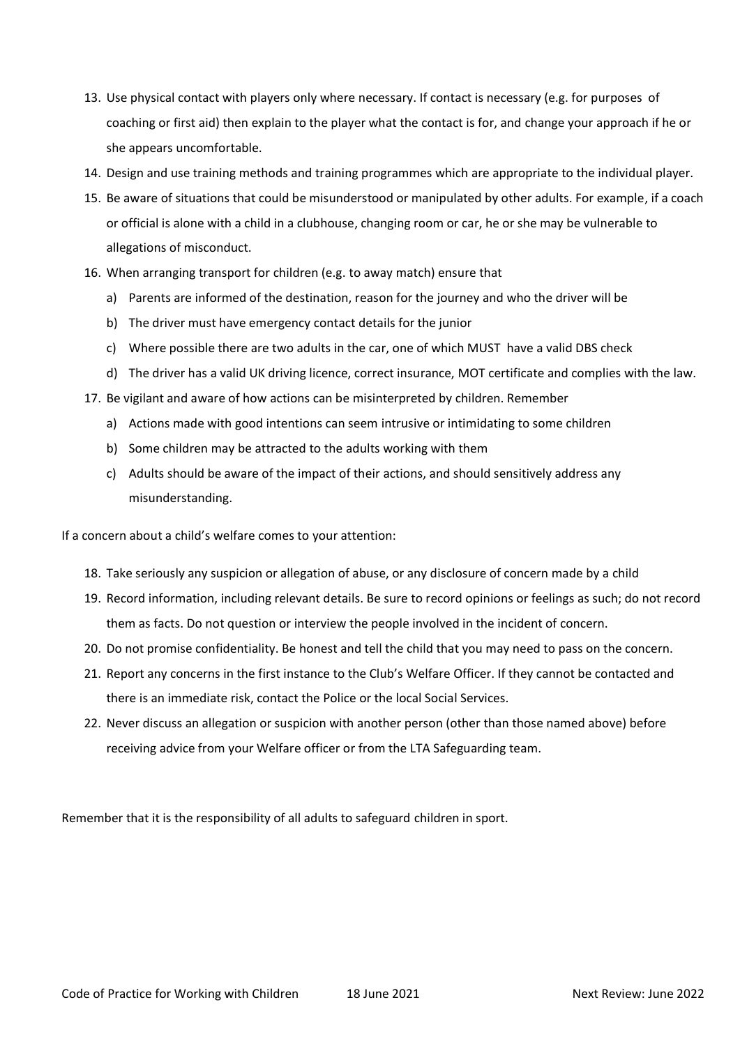13. Use physical contact with players only where necessary. If contact is necessary (e.g. for purposes of coaching or first aid) then explain to the player what the contact is for, and change your approach if he or she appears uncomfortable.
14. Design and use training methods and training programmes which are appropriate to the individual player.
15. Be aware of situations that could be misunderstood or manipulated by other adults. For example, if a coach or official is alone with a child in a clubhouse, changing room or car, he or she may be vulnerable to allegations of misconduct.
16. When arranging transport for children (e.g. to away match) ensure that
    a) Parents are informed of the destination, reason for the journey and who the driver will be
    b) The driver must have emergency contact details for the junior
    c) Where possible there are two adults in the car, one of which MUST have a valid DBS check
    d) The driver has a valid UK driving licence, correct insurance, MOT certificate and complies with the law.
17. Be vigilant and aware of how actions can be misinterpreted by children. Remember
    a) Actions made with good intentions can seem intrusive or intimidating to some children
    b) Some children may be attracted to the adults working with them
    c) Adults should be aware of the impact of their actions, and should sensitively address any misunderstanding.

If a concern about a child's welfare comes to your attention:

18. Take seriously any suspicion or allegation of abuse, or any disclosure of concern made by a child
19. Record information, including relevant details. Be sure to record opinions or feelings as such; do not record them as facts. Do not question or interview the people involved in the incident of concern.
20. Do not promise confidentiality. Be honest and tell the child that you may need to pass on the concern.
21. Report any concerns in the first instance to the Club's Welfare Officer. If they cannot be contacted and there is an immediate risk, contact the Police or the local Social Services.
22. Never discuss an allegation or suspicion with another person (other than those named above) before receiving advice from your Welfare officer or from the LTA Safeguarding team.

Remember that it is the responsibility of all adults to safeguard children in sport.